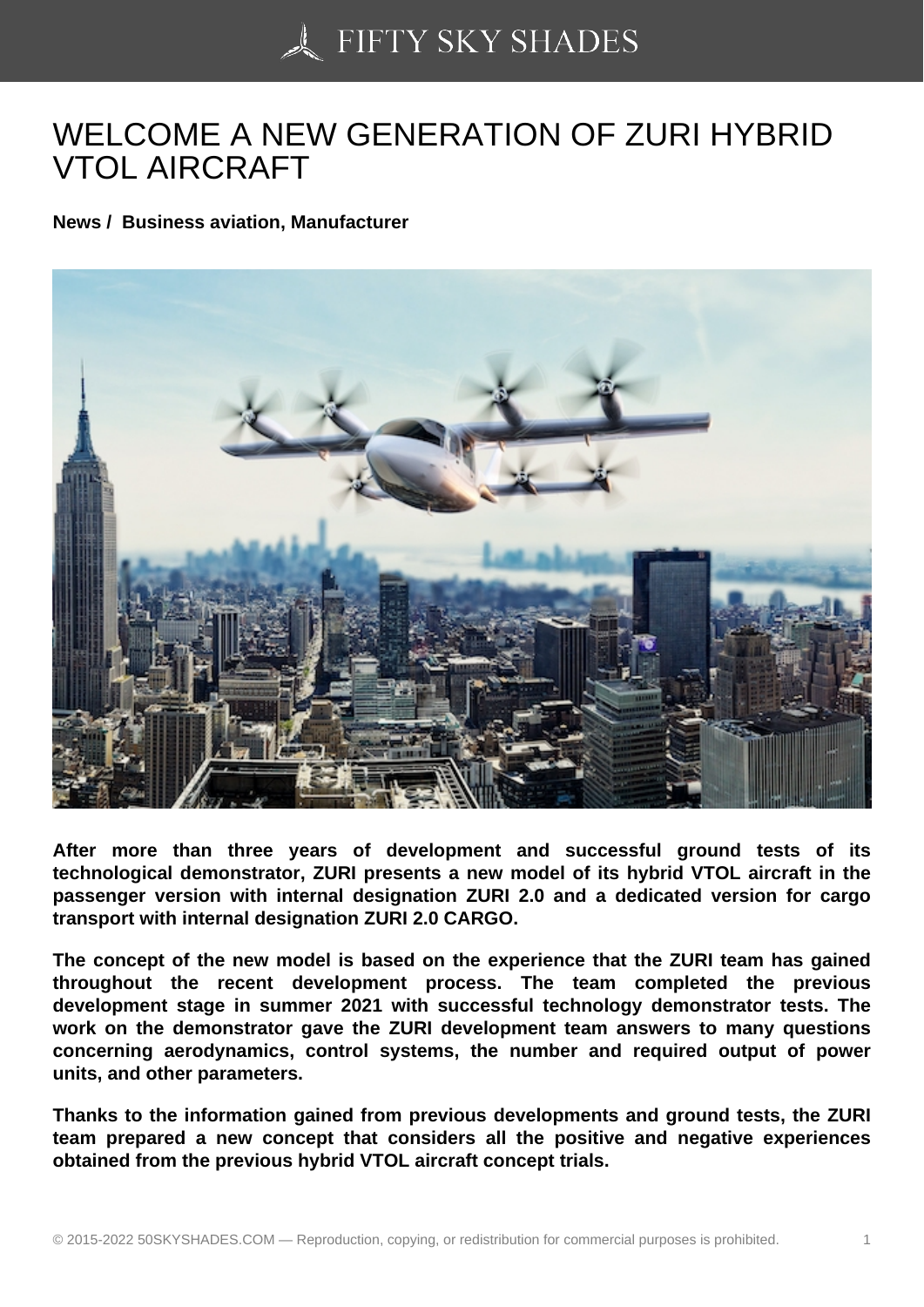# WELCOME A NEW GENERATION OF ZURI HYBRID VTOL AIRCRAFT

**News / Business aviation, Manufacturer**

**After more than three years of development and successful ground tests of its technological demonstrator, ZURI presents a new model of its hybrid VTOL aircraft in the passenger version with internal designation ZURI 2.0 and a dedicated version for cargo transport with internal designation ZURI 2.0 CARGO.**

**The concept of the new model is based on the experience that the ZURI team has gained throughout the recent development process. The team completed the previous development stage in summer 2021 with successful technology demonstrator tests. The work on the demonstrator gave the ZURI development team answers to many questions concerning aerodynamics, control systems, the number and required output of power units, and other parameters.**

**Thanks to the information gained from previous developments and ground tests, the ZURI team prepared a new concept that considers all the positive and negative experiences obtained from the previous hybrid VTOL aircraft concept trials.**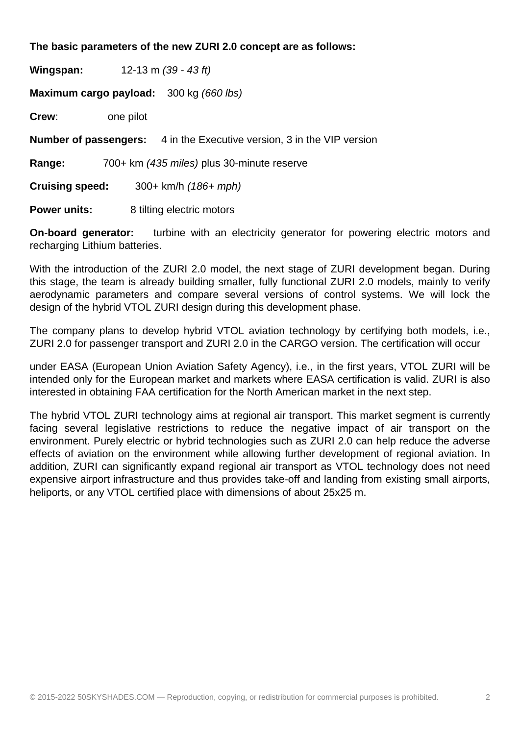**The basic parameters of the new ZURI 2.0 concept are as follows:**

**Wingspan:** 12-13 m *(39 - 43 ft)*

**Maximum cargo payload:** 300 kg *(660 lbs)*

**Crew**: one pilot

**Number of passengers:** 4 in the Executive version, 3 in the VIP version

**Range:** 700+ km *(435 miles)* plus 30-minute reserve

**Cruising speed:** 300+ km/h *(186+ mph)*

**Power units:** 8 tilting electric motors

**On-board generator:** turbine with an electricity generator for powering electric motors and recharging Lithium batteries.

With the introduction of the ZURI 2.0 model, the next stage of ZURI development began. During this stage, the team is already building smaller, fully functional ZURI 2.0 models, mainly to verify aerodynamic parameters and compare several versions of control systems. We will lock the design of the hybrid VTOL ZURI design during this development phase.

The company plans to develop hybrid VTOL aviation technology by certifying both models, i.e., ZURI 2.0 for passenger transport and ZURI 2.0 in the CARGO version. The certification will occur under EASA (European Union Aviation Safety Agency), i.e., in the first years, VTOL ZURI will be intended only for the European market and markets where EASA certification is valid. ZURI is also interested in obtaining FAA certification for the North American market in the next step.

The hybrid VTOL ZURI technology aims at regional air transport. This market segment is currently facing several legislative restrictions to reduce the negative impact of air transport on the environment. Purely electric or hybrid technologies such as ZURI 2.0 can help reduce the adverse effects of aviation on the environment while allowing further development of regional aviation. In addition, ZURI can significantly expand regional air transport as VTOL technology does not need expensive airport infrastructure and thus provides take-off and landing from existing small airports, heliports, or any VTOL certified place with dimensions of about 25x25 m.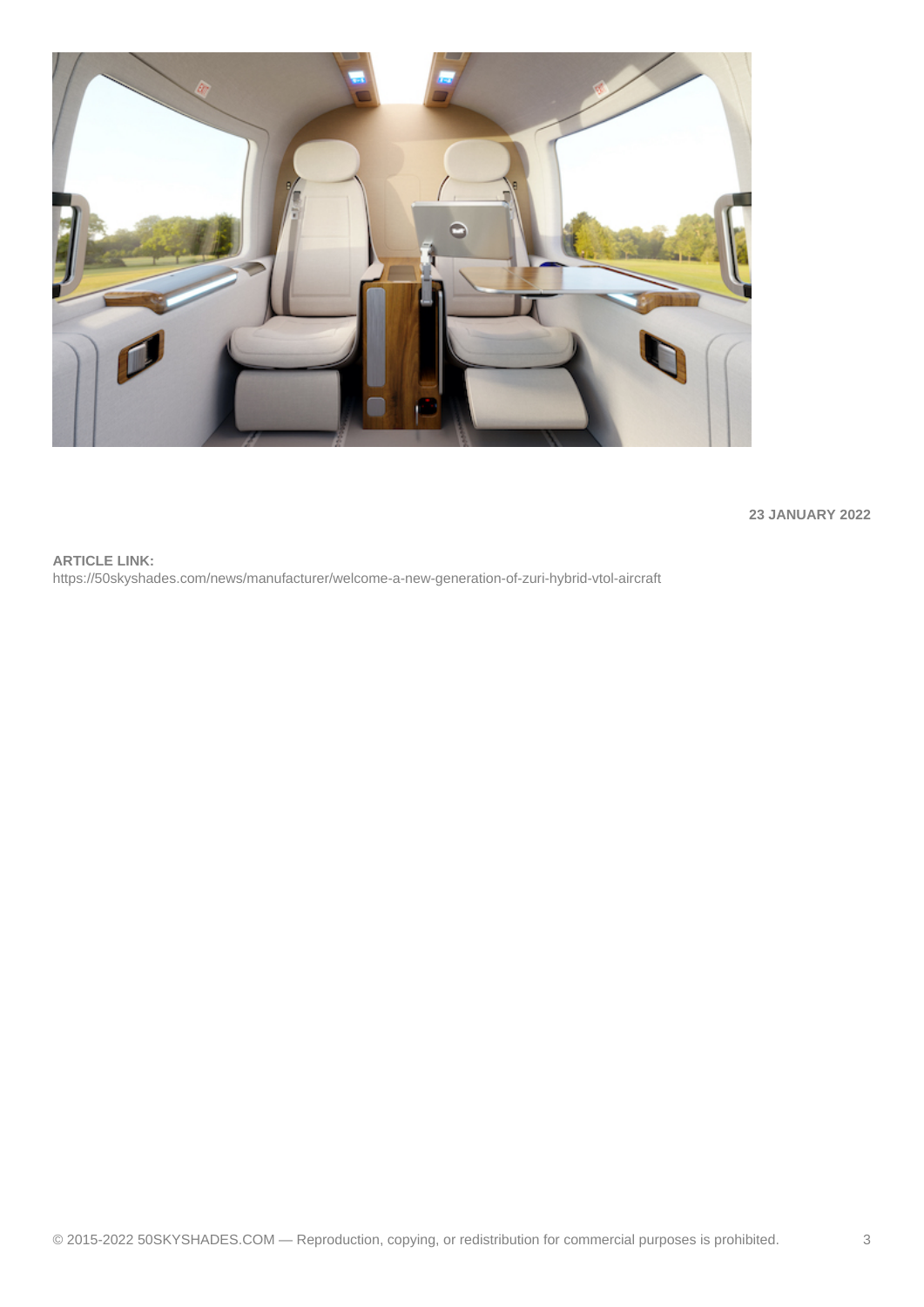**23 JANUARY 2022**

**ARTICLE LINK:**
https://50skyshades.com/news/manufacturer/welcome-a-new-generation-of-zuri-hybrid-vtol-aircraft